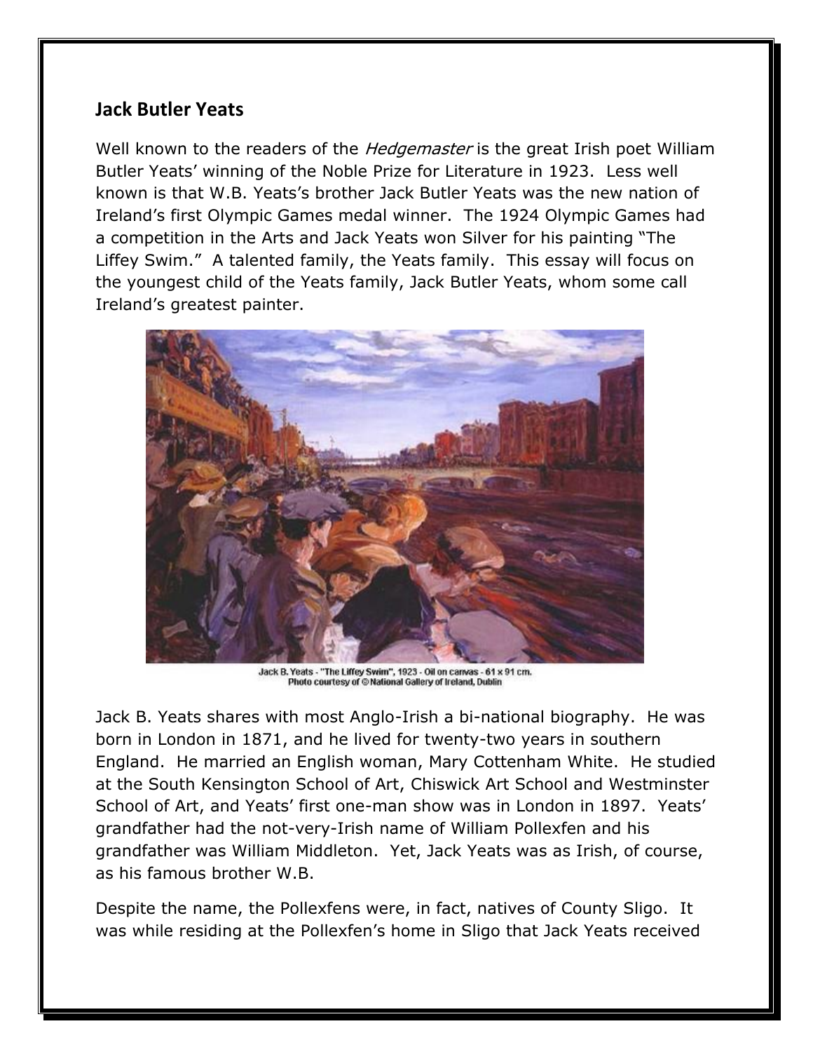## Jack Butler Yeats

Well known to the readers of the *Hedgemaster* is the great Irish poet William Butler Yeats' winning of the Noble Prize for Literature in 1923. Less well known is that W.B. Yeats's brother Jack Butler Yeats was the new nation of Ireland's first Olympic Games medal winner. The 1924 Olympic Games had a competition in the Arts and Jack Yeats won Silver for his painting "The Liffey Swim." A talented family, the Yeats family. This essay will focus on the youngest child of the Yeats family, Jack Butler Yeats, whom some call Ireland's greatest painter.

Jack B. Yeats - "The Liffey Swim", 1923 - Oil on canvas - 61 x 91 cm.
Photo courtesy of © National Gallery of Ireland, Dublin

Jack B. Yeats shares with most Anglo-Irish a bi-national biography. He was born in London in 1871, and he lived for twenty-two years in southern England. He married an English woman, Mary Cottenham White. He studied at the South Kensington School of Art, Chiswick Art School and Westminster School of Art, and Yeats' first one-man show was in London in 1897. Yeats' grandfather had the not-very-Irish name of William Pollexfen and his grandfather was William Middleton. Yet, Jack Yeats was as Irish, of course, as his famous brother W.B.

Despite the name, the Pollexfens were, in fact, natives of County Sligo. It was while residing at the Pollexfen's home in Sligo that Jack Yeats received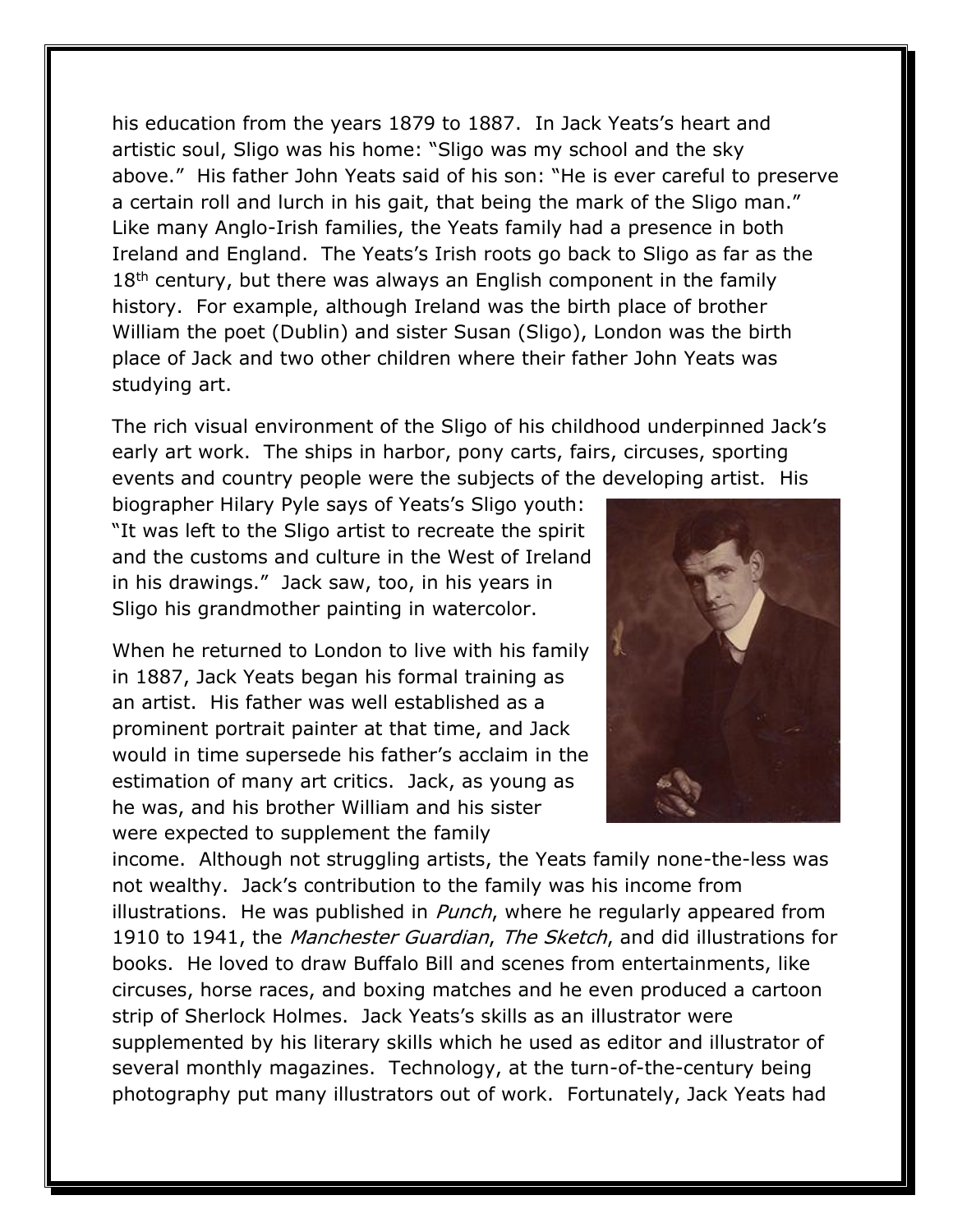his education from the years 1879 to 1887. In Jack Yeats's heart and artistic soul, Sligo was his home: "Sligo was my school and the sky above." His father John Yeats said of his son: "He is ever careful to preserve a certain roll and lurch in his gait, that being the mark of the Sligo man." Like many Anglo-Irish families, the Yeats family had a presence in both Ireland and England. The Yeats's Irish roots go back to Sligo as far as the 18th century, but there was always an English component in the family history. For example, although Ireland was the birth place of brother William the poet (Dublin) and sister Susan (Sligo), London was the birth place of Jack and two other children where their father John Yeats was studying art.

The rich visual environment of the Sligo of his childhood underpinned Jack's early art work. The ships in harbor, pony carts, fairs, circuses, sporting events and country people were the subjects of the developing artist. His biographer Hilary Pyle says of Yeats's Sligo youth: "It was left to the Sligo artist to recreate the spirit and the customs and culture in the West of Ireland in his drawings." Jack saw, too, in his years in Sligo his grandmother painting in watercolor.

When he returned to London to live with his family in 1887, Jack Yeats began his formal training as an artist. His father was well established as a prominent portrait painter at that time, and Jack would in time supersede his father's acclaim in the estimation of many art critics. Jack, as young as he was, and his brother William and his sister were expected to supplement the family income. Although not struggling artists, the Yeats family none-the-less was not wealthy. Jack's contribution to the family was his income from illustrations. He was published in *Punch*, where he regularly appeared from 1910 to 1941, the *Manchester Guardian*, *The Sketch*, and did illustrations for books. He loved to draw Buffalo Bill and scenes from entertainments, like circuses, horse races, and boxing matches and he even produced a cartoon strip of Sherlock Holmes. Jack Yeats's skills as an illustrator were supplemented by his literary skills which he used as editor and illustrator of several monthly magazines. Technology, at the turn-of-the-century being photography put many illustrators out of work. Fortunately, Jack Yeats had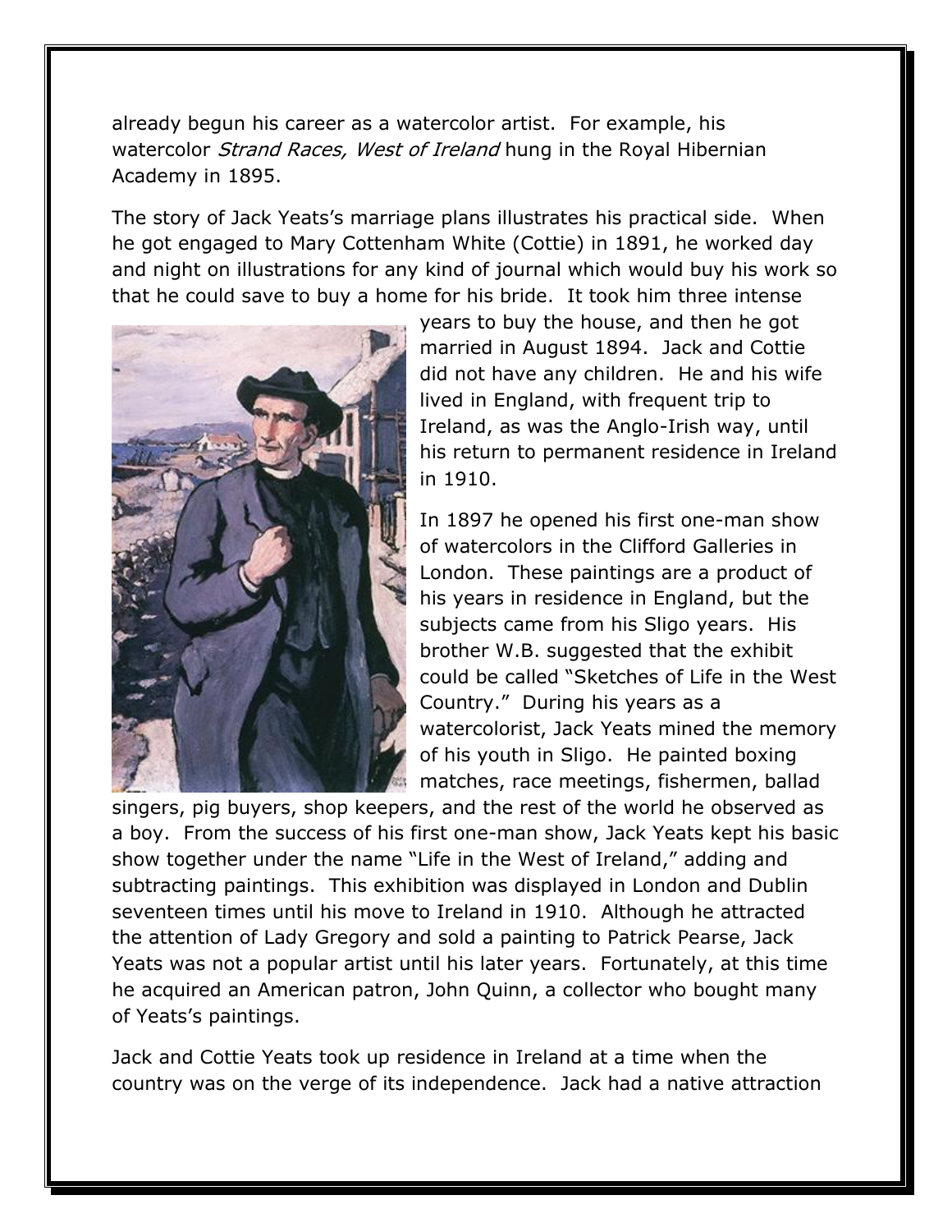already begun his career as a watercolor artist. For example, his watercolor *Strand Races, West of Ireland* hung in the Royal Hibernian Academy in 1895.

The story of Jack Yeats's marriage plans illustrates his practical side. When he got engaged to Mary Cottenham White (Cottie) in 1891, he worked day and night on illustrations for any kind of journal which would buy his work so that he could save to buy a home for his bride. It took him three intense years to buy the house, and then he got married in August 1894. Jack and Cottie did not have any children. He and his wife lived in England, with frequent trip to Ireland, as was the Anglo-Irish way, until his return to permanent residence in Ireland in 1910.

In 1897 he opened his first one-man show of watercolors in the Clifford Galleries in London. These paintings are a product of his years in residence in England, but the subjects came from his Sligo years. His brother W.B. suggested that the exhibit could be called "Sketches of Life in the West Country." During his years as a watercolorist, Jack Yeats mined the memory of his youth in Sligo. He painted boxing matches, race meetings, fishermen, ballad singers, pig buyers, shop keepers, and the rest of the world he observed as a boy. From the success of his first one-man show, Jack Yeats kept his basic show together under the name "Life in the West of Ireland," adding and subtracting paintings. This exhibition was displayed in London and Dublin seventeen times until his move to Ireland in 1910. Although he attracted the attention of Lady Gregory and sold a painting to Patrick Pearse, Jack Yeats was not a popular artist until his later years. Fortunately, at this time he acquired an American patron, John Quinn, a collector who bought many of Yeats's paintings.

Jack and Cottie Yeats took up residence in Ireland at a time when the country was on the verge of its independence. Jack had a native attraction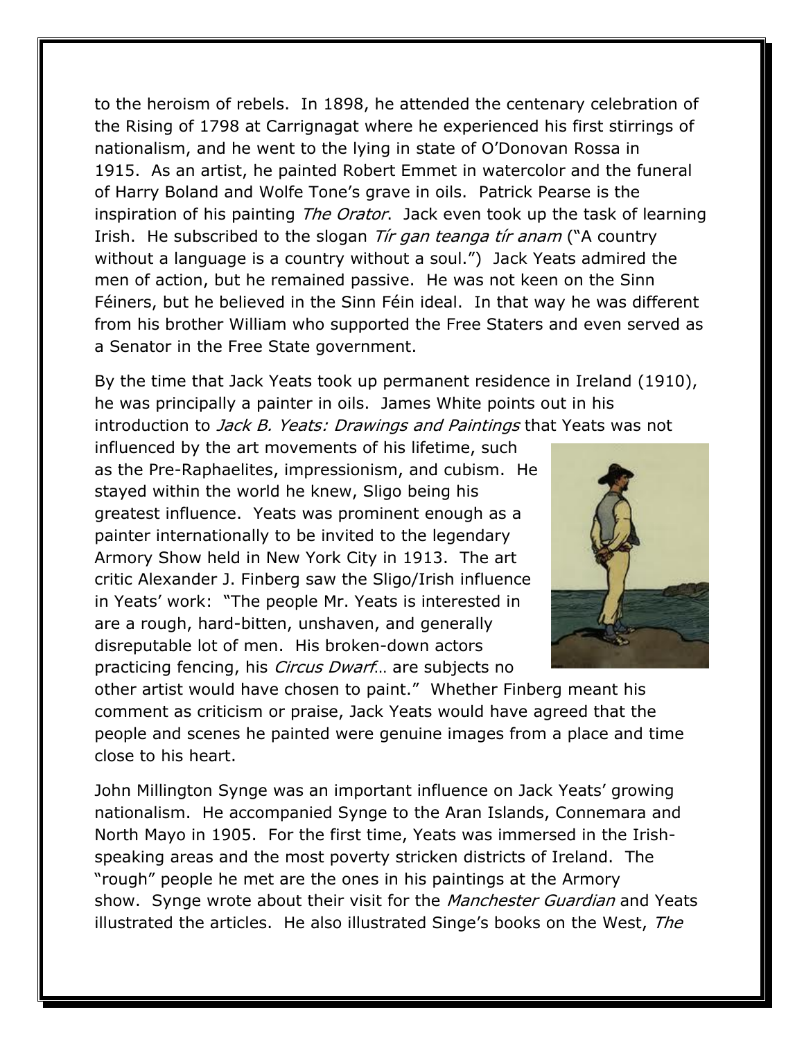to the heroism of rebels. In 1898, he attended the centenary celebration of the Rising of 1798 at Carrignagat where he experienced his first stirrings of nationalism, and he went to the lying in state of O'Donovan Rossa in 1915. As an artist, he painted Robert Emmet in watercolor and the funeral of Harry Boland and Wolfe Tone's grave in oils. Patrick Pearse is the inspiration of his painting *The Orator*. Jack even took up the task of learning Irish. He subscribed to the slogan *Tír gan teanga tír anam* ("A country without a language is a country without a soul.") Jack Yeats admired the men of action, but he remained passive. He was not keen on the Sinn Féiners, but he believed in the Sinn Féin ideal. In that way he was different from his brother William who supported the Free Staters and even served as a Senator in the Free State government.

By the time that Jack Yeats took up permanent residence in Ireland (1910), he was principally a painter in oils. James White points out in his introduction to *Jack B. Yeats: Drawings and Paintings* that Yeats was not influenced by the art movements of his lifetime, such as the Pre-Raphaelites, impressionism, and cubism. He stayed within the world he knew, Sligo being his greatest influence. Yeats was prominent enough as a painter internationally to be invited to the legendary Armory Show held in New York City in 1913. The art critic Alexander J. Finberg saw the Sligo/Irish influence in Yeats' work: "The people Mr. Yeats is interested in are a rough, hard-bitten, unshaven, and generally disreputable lot of men. His broken-down actors practicing fencing, his *Circus Dwarf*… are subjects no other artist would have chosen to paint." Whether Finberg meant his comment as criticism or praise, Jack Yeats would have agreed that the people and scenes he painted were genuine images from a place and time close to his heart.

John Millington Synge was an important influence on Jack Yeats' growing nationalism. He accompanied Synge to the Aran Islands, Connemara and North Mayo in 1905. For the first time, Yeats was immersed in the Irish-speaking areas and the most poverty stricken districts of Ireland. The "rough" people he met are the ones in his paintings at the Armory show. Synge wrote about their visit for the *Manchester Guardian* and Yeats illustrated the articles. He also illustrated Singe's books on the West, *The*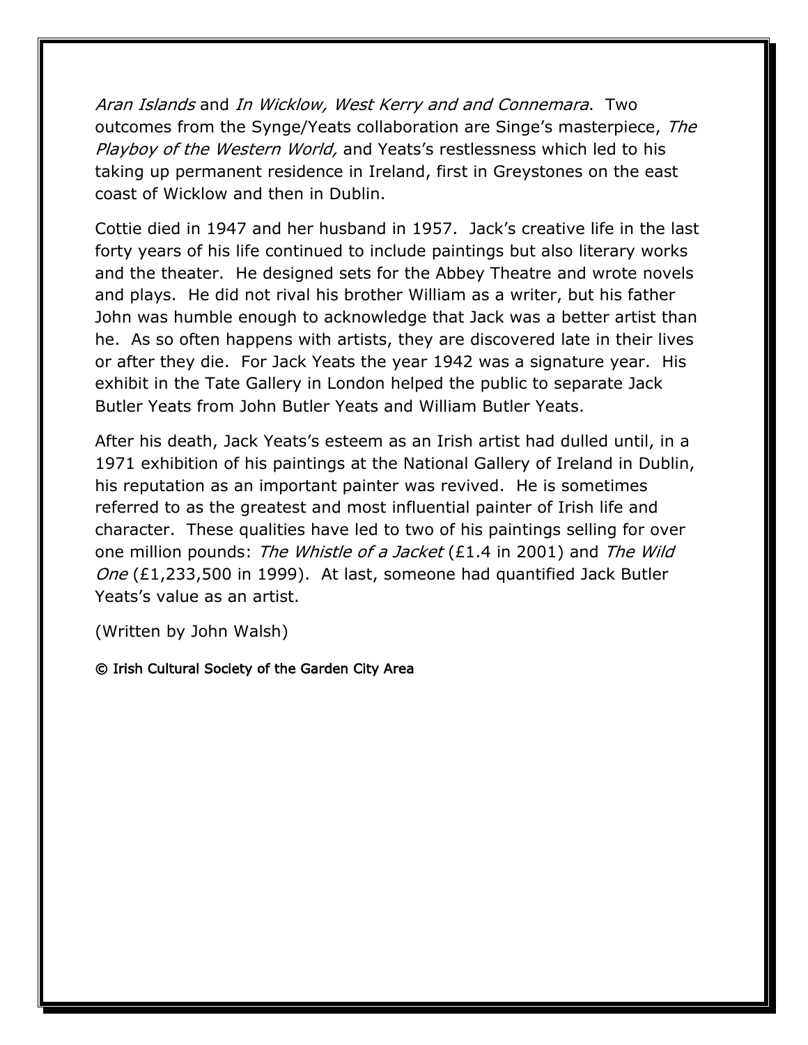*Aran Islands* and *In Wicklow, West Kerry and and Connemara*. Two outcomes from the Synge/Yeats collaboration are Singe's masterpiece, *The Playboy of the Western World,* and Yeats's restlessness which led to his taking up permanent residence in Ireland, first in Greystones on the east coast of Wicklow and then in Dublin.

Cottie died in 1947 and her husband in 1957. Jack's creative life in the last forty years of his life continued to include paintings but also literary works and the theater. He designed sets for the Abbey Theatre and wrote novels and plays. He did not rival his brother William as a writer, but his father John was humble enough to acknowledge that Jack was a better artist than he. As so often happens with artists, they are discovered late in their lives or after they die. For Jack Yeats the year 1942 was a signature year. His exhibit in the Tate Gallery in London helped the public to separate Jack Butler Yeats from John Butler Yeats and William Butler Yeats.

After his death, Jack Yeats's esteem as an Irish artist had dulled until, in a 1971 exhibition of his paintings at the National Gallery of Ireland in Dublin, his reputation as an important painter was revived. He is sometimes referred to as the greatest and most influential painter of Irish life and character. These qualities have led to two of his paintings selling for over one million pounds: *The Whistle of a Jacket* (£1.4 in 2001) and *The Wild One* (£1,233,500 in 1999). At last, someone had quantified Jack Butler Yeats's value as an artist.

(Written by John Walsh)

© Irish Cultural Society of the Garden City Area